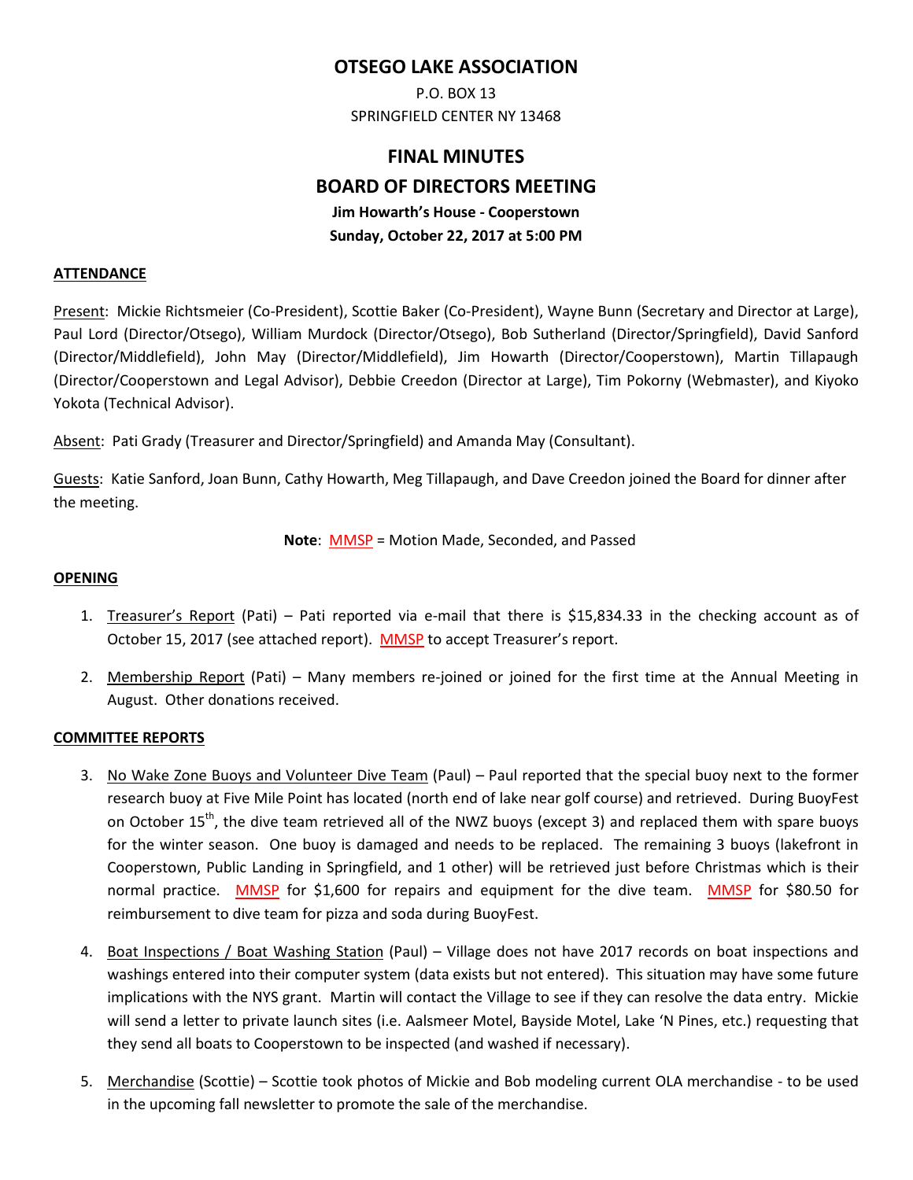# OTSEGO LAKE ASSOCIATION

P.O. BOX 13
SPRINGFIELD CENTER NY 13468

## FINAL MINUTES

## BOARD OF DIRECTORS MEETING

**Jim Howarth's House - Cooperstown**
**Sunday, October 22, 2017 at 5:00 PM**

### ATTENDANCE

Present: Mickie Richtsmeier (Co-President), Scottie Baker (Co-President), Wayne Bunn (Secretary and Director at Large), Paul Lord (Director/Otsego), William Murdock (Director/Otsego), Bob Sutherland (Director/Springfield), David Sanford (Director/Middlefield), John May (Director/Middlefield), Jim Howarth (Director/Cooperstown), Martin Tillapaugh (Director/Cooperstown and Legal Advisor), Debbie Creedon (Director at Large), Tim Pokorny (Webmaster), and Kiyoko Yokota (Technical Advisor).

Absent: Pati Grady (Treasurer and Director/Springfield) and Amanda May (Consultant).

Guests: Katie Sanford, Joan Bunn, Cathy Howarth, Meg Tillapaugh, and Dave Creedon joined the Board for dinner after the meeting.

**Note**: MMSP = Motion Made, Seconded, and Passed

### OPENING

1. Treasurer's Report (Pati) – Pati reported via e-mail that there is $15,834.33 in the checking account as of October 15, 2017 (see attached report). MMSP to accept Treasurer's report.

2. Membership Report (Pati) – Many members re-joined or joined for the first time at the Annual Meeting in August. Other donations received.

### COMMITTEE REPORTS

3. No Wake Zone Buoys and Volunteer Dive Team (Paul) – Paul reported that the special buoy next to the former research buoy at Five Mile Point has located (north end of lake near golf course) and retrieved. During BuoyFest on October 15th, the dive team retrieved all of the NWZ buoys (except 3) and replaced them with spare buoys for the winter season. One buoy is damaged and needs to be replaced. The remaining 3 buoys (lakefront in Cooperstown, Public Landing in Springfield, and 1 other) will be retrieved just before Christmas which is their normal practice. MMSP for $1,600 for repairs and equipment for the dive team. MMSP for $80.50 for reimbursement to dive team for pizza and soda during BuoyFest.

4. Boat Inspections / Boat Washing Station (Paul) – Village does not have 2017 records on boat inspections and washings entered into their computer system (data exists but not entered). This situation may have some future implications with the NYS grant. Martin will contact the Village to see if they can resolve the data entry. Mickie will send a letter to private launch sites (i.e. Aalsmeer Motel, Bayside Motel, Lake 'N Pines, etc.) requesting that they send all boats to Cooperstown to be inspected (and washed if necessary).

5. Merchandise (Scottie) – Scottie took photos of Mickie and Bob modeling current OLA merchandise - to be used in the upcoming fall newsletter to promote the sale of the merchandise.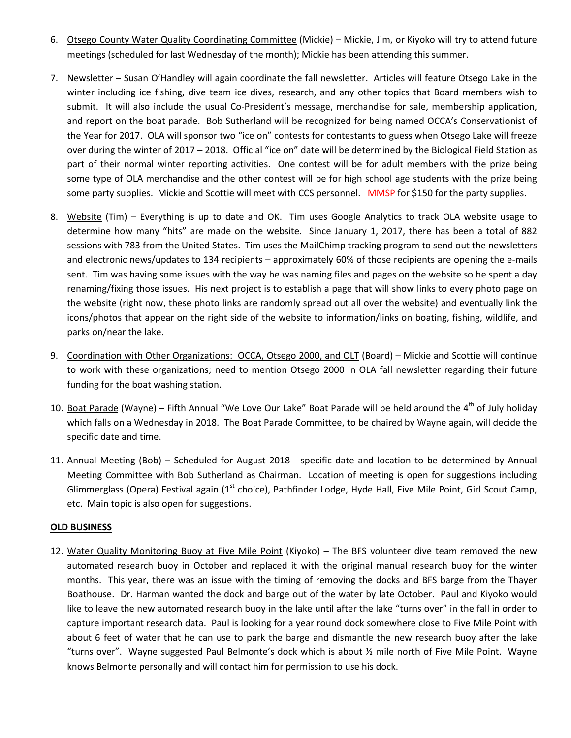6. Otsego County Water Quality Coordinating Committee (Mickie) – Mickie, Jim, or Kiyoko will try to attend future meetings (scheduled for last Wednesday of the month); Mickie has been attending this summer.

7. Newsletter – Susan O'Handley will again coordinate the fall newsletter. Articles will feature Otsego Lake in the winter including ice fishing, dive team ice dives, research, and any other topics that Board members wish to submit. It will also include the usual Co-President's message, merchandise for sale, membership application, and report on the boat parade. Bob Sutherland will be recognized for being named OCCA's Conservationist of the Year for 2017. OLA will sponsor two "ice on" contests for contestants to guess when Otsego Lake will freeze over during the winter of 2017 – 2018. Official "ice on" date will be determined by the Biological Field Station as part of their normal winter reporting activities. One contest will be for adult members with the prize being some type of OLA merchandise and the other contest will be for high school age students with the prize being some party supplies. Mickie and Scottie will meet with CCS personnel. MMSP for $150 for the party supplies.

8. Website (Tim) – Everything is up to date and OK. Tim uses Google Analytics to track OLA website usage to determine how many "hits" are made on the website. Since January 1, 2017, there has been a total of 882 sessions with 783 from the United States. Tim uses the MailChimp tracking program to send out the newsletters and electronic news/updates to 134 recipients – approximately 60% of those recipients are opening the e-mails sent. Tim was having some issues with the way he was naming files and pages on the website so he spent a day renaming/fixing those issues. His next project is to establish a page that will show links to every photo page on the website (right now, these photo links are randomly spread out all over the website) and eventually link the icons/photos that appear on the right side of the website to information/links on boating, fishing, wildlife, and parks on/near the lake.

9. Coordination with Other Organizations: OCCA, Otsego 2000, and OLT (Board) – Mickie and Scottie will continue to work with these organizations; need to mention Otsego 2000 in OLA fall newsletter regarding their future funding for the boat washing station.

10. Boat Parade (Wayne) – Fifth Annual "We Love Our Lake" Boat Parade will be held around the 4th of July holiday which falls on a Wednesday in 2018. The Boat Parade Committee, to be chaired by Wayne again, will decide the specific date and time.

11. Annual Meeting (Bob) – Scheduled for August 2018 - specific date and location to be determined by Annual Meeting Committee with Bob Sutherland as Chairman. Location of meeting is open for suggestions including Glimmerglass (Opera) Festival again (1st choice), Pathfinder Lodge, Hyde Hall, Five Mile Point, Girl Scout Camp, etc. Main topic is also open for suggestions.

**OLD BUSINESS**

12. Water Quality Monitoring Buoy at Five Mile Point (Kiyoko) – The BFS volunteer dive team removed the new automated research buoy in October and replaced it with the original manual research buoy for the winter months. This year, there was an issue with the timing of removing the docks and BFS barge from the Thayer Boathouse. Dr. Harman wanted the dock and barge out of the water by late October. Paul and Kiyoko would like to leave the new automated research buoy in the lake until after the lake "turns over" in the fall in order to capture important research data. Paul is looking for a year round dock somewhere close to Five Mile Point with about 6 feet of water that he can use to park the barge and dismantle the new research buoy after the lake "turns over". Wayne suggested Paul Belmonte's dock which is about ½ mile north of Five Mile Point. Wayne knows Belmonte personally and will contact him for permission to use his dock.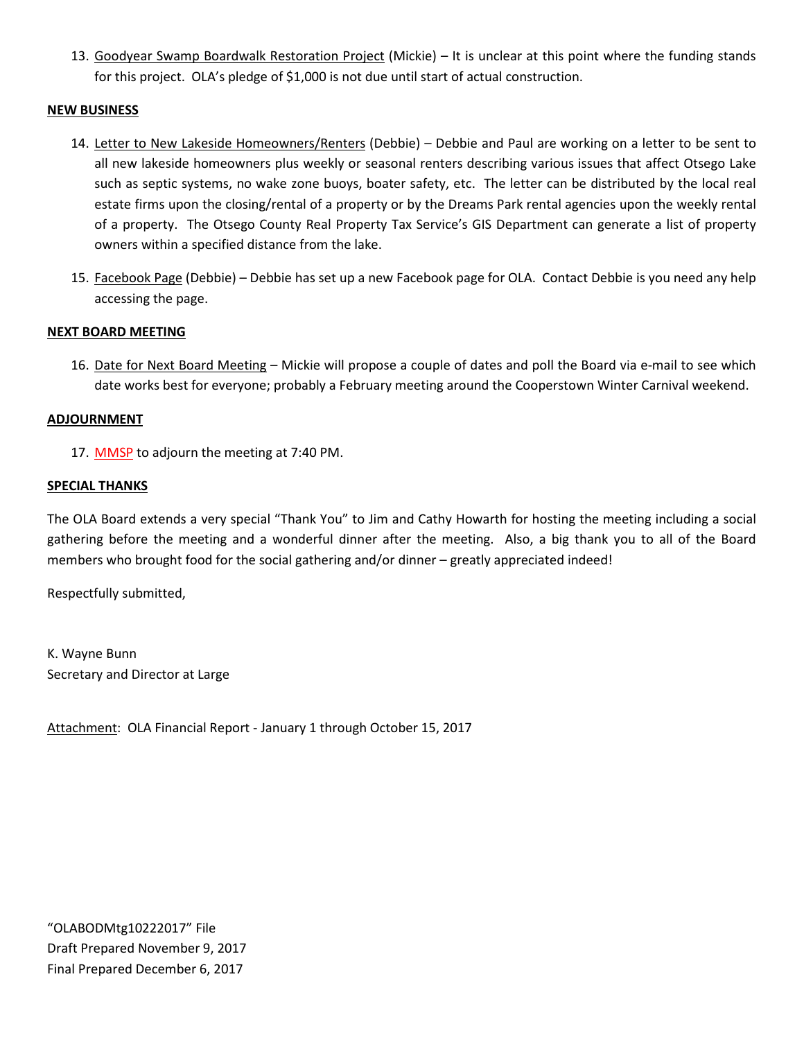13. Goodyear Swamp Boardwalk Restoration Project (Mickie) – It is unclear at this point where the funding stands for this project. OLA's pledge of $1,000 is not due until start of actual construction.

**NEW BUSINESS**

14. Letter to New Lakeside Homeowners/Renters (Debbie) – Debbie and Paul are working on a letter to be sent to all new lakeside homeowners plus weekly or seasonal renters describing various issues that affect Otsego Lake such as septic systems, no wake zone buoys, boater safety, etc. The letter can be distributed by the local real estate firms upon the closing/rental of a property or by the Dreams Park rental agencies upon the weekly rental of a property. The Otsego County Real Property Tax Service's GIS Department can generate a list of property owners within a specified distance from the lake.

15. Facebook Page (Debbie) – Debbie has set up a new Facebook page for OLA. Contact Debbie is you need any help accessing the page.

**NEXT BOARD MEETING**

16. Date for Next Board Meeting – Mickie will propose a couple of dates and poll the Board via e-mail to see which date works best for everyone; probably a February meeting around the Cooperstown Winter Carnival weekend.

**ADJOURNMENT**

17. MMSP to adjourn the meeting at 7:40 PM.

**SPECIAL THANKS**

The OLA Board extends a very special "Thank You" to Jim and Cathy Howarth for hosting the meeting including a social gathering before the meeting and a wonderful dinner after the meeting. Also, a big thank you to all of the Board members who brought food for the social gathering and/or dinner – greatly appreciated indeed!

Respectfully submitted,

K. Wayne Bunn
Secretary and Director at Large

Attachment: OLA Financial Report - January 1 through October 15, 2017

"OLABODMtg10222017" File
Draft Prepared November 9, 2017
Final Prepared December 6, 2017